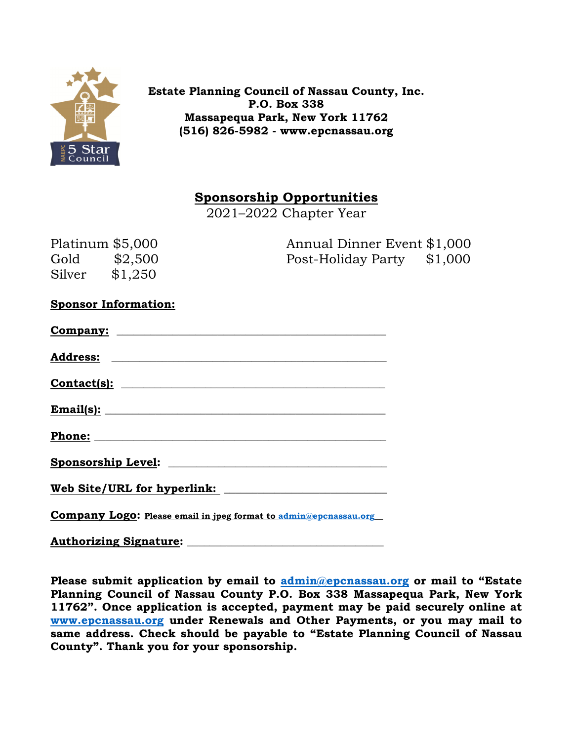**Estate Planning Council of Nassau County, Inc.**
**P.O. Box 338**
**Massapequa Park, New York 11762**
**(516) 826-5982 - www.epcnassau.org**

## Sponsorship Opportunities

2021–2022 Chapter Year

| | | | |
|---|---|---|---|
| Platinum | $5,000 | Annual Dinner Event | $1,000 |
| Gold | $2,500 | Post-Holiday Party | $1,000 |
| Silver | $1,250 | | |

**Sponsor Information:**

**Company:** ______________________________________________

**Address:** ______________________________________________

**Contact(s):** ______________________________________________

**Email(s):** ______________________________________________

**Phone:** ______________________________________________

**Sponsorship Level:** ______________________________________

**Web Site/URL for hyperlink:** ____________________________

**Company Logo:** **Please email in jpeg format to admin@epcnassau.org**

**Authorizing Signature:** ___________________________________

**Please submit application by email to admin@epcnassau.org or mail to "Estate Planning Council of Nassau County P.O. Box 338 Massapequa Park, New York 11762". Once application is accepted, payment may be paid securely online at www.epcnassau.org under Renewals and Other Payments, or you may mail to same address. Check should be payable to "Estate Planning Council of Nassau County". Thank you for your sponsorship.**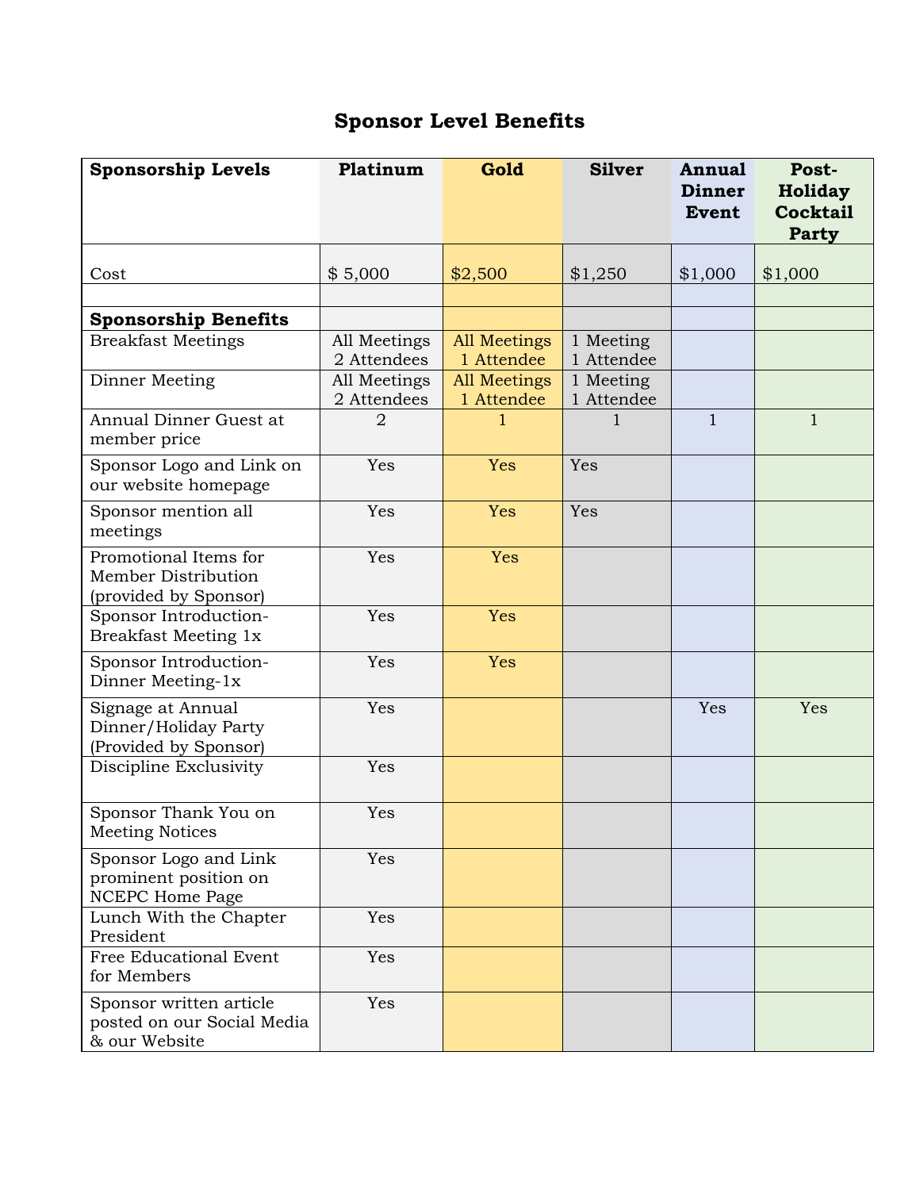# Sponsor Level Benefits

| Sponsorship Levels | Platinum | Gold | Silver | Annual Dinner Event | Post-Holiday Cocktail Party |
|---|---|---|---|---|---|
| Cost | $ 5,000 | $2,500 | $1,250 | $1,000 | $1,000 |
| | | | | | |
| **Sponsorship Benefits** | | | | | |
| Breakfast Meetings | All Meetings 2 Attendees | All Meetings 1 Attendee | 1 Meeting 1 Attendee | | |
| Dinner Meeting | All Meetings 2 Attendees | All Meetings 1 Attendee | 1 Meeting 1 Attendee | | |
| Annual Dinner Guest at member price | 2 | 1 | 1 | 1 | 1 |
| Sponsor Logo and Link on our website homepage | Yes | Yes | Yes | | |
| Sponsor mention all meetings | Yes | Yes | Yes | | |
| Promotional Items for Member Distribution (provided by Sponsor) | Yes | Yes | | | |
| Sponsor Introduction-Breakfast Meeting 1x | Yes | Yes | | | |
| Sponsor Introduction-Dinner Meeting-1x | Yes | Yes | | | |
| Signage at Annual Dinner/Holiday Party (Provided by Sponsor) | Yes | | | Yes | Yes |
| Discipline Exclusivity | Yes | | | | |
| Sponsor Thank You on Meeting Notices | Yes | | | | |
| Sponsor Logo and Link prominent position on NCEPC Home Page | Yes | | | | |
| Lunch With the Chapter President | Yes | | | | |
| Free Educational Event for Members | Yes | | | | |
| Sponsor written article posted on our Social Media & our Website | Yes | | | | |